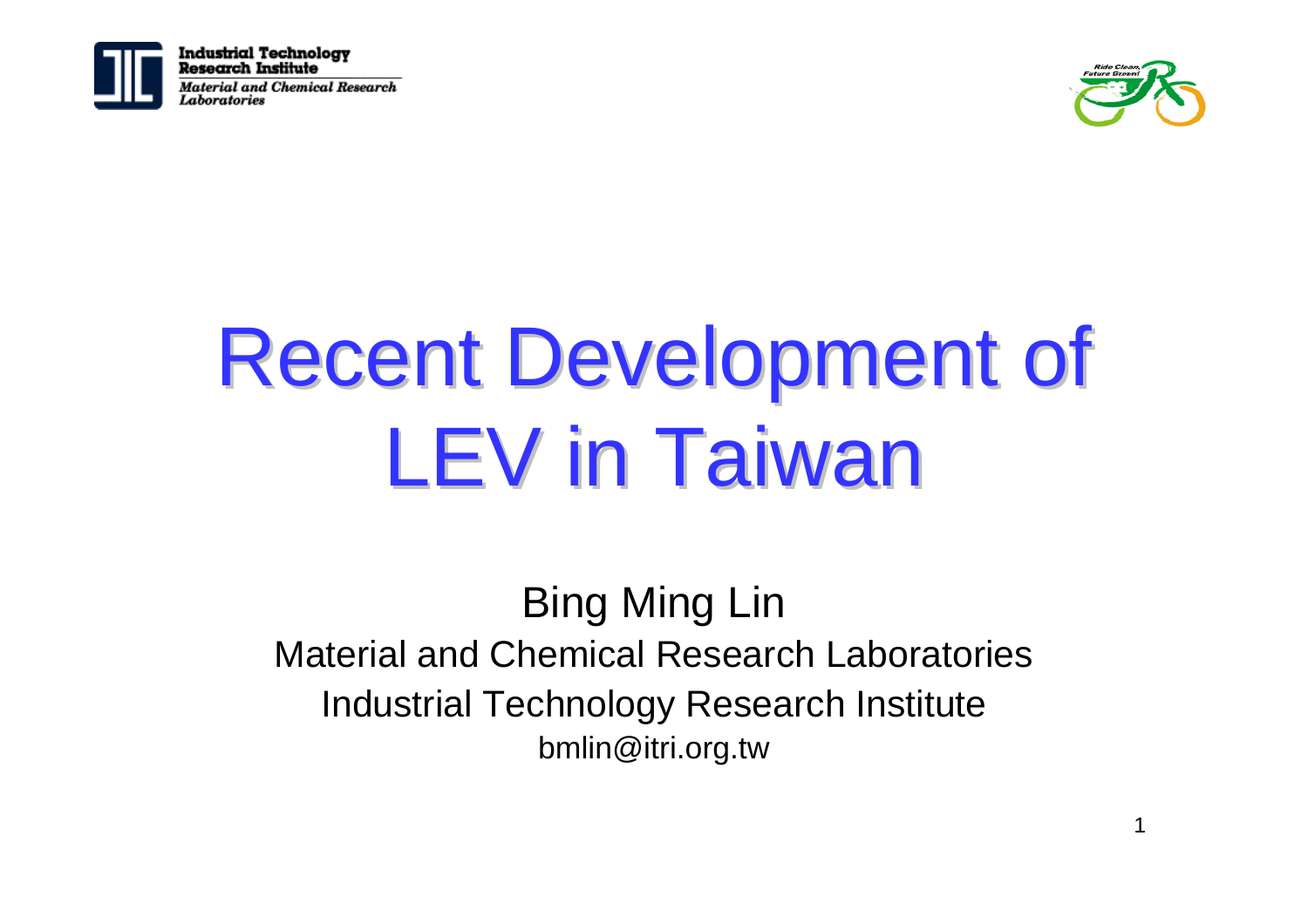Industrial Technology Research Institute

*Material and Chemical Research Laboratories*

Ride Clean, Future Green!

# Recent Development of LEV in Taiwan

Bing Ming Lin

Material and Chemical Research Laboratories

Industrial Technology Research Institute

bmlin@itri.org.tw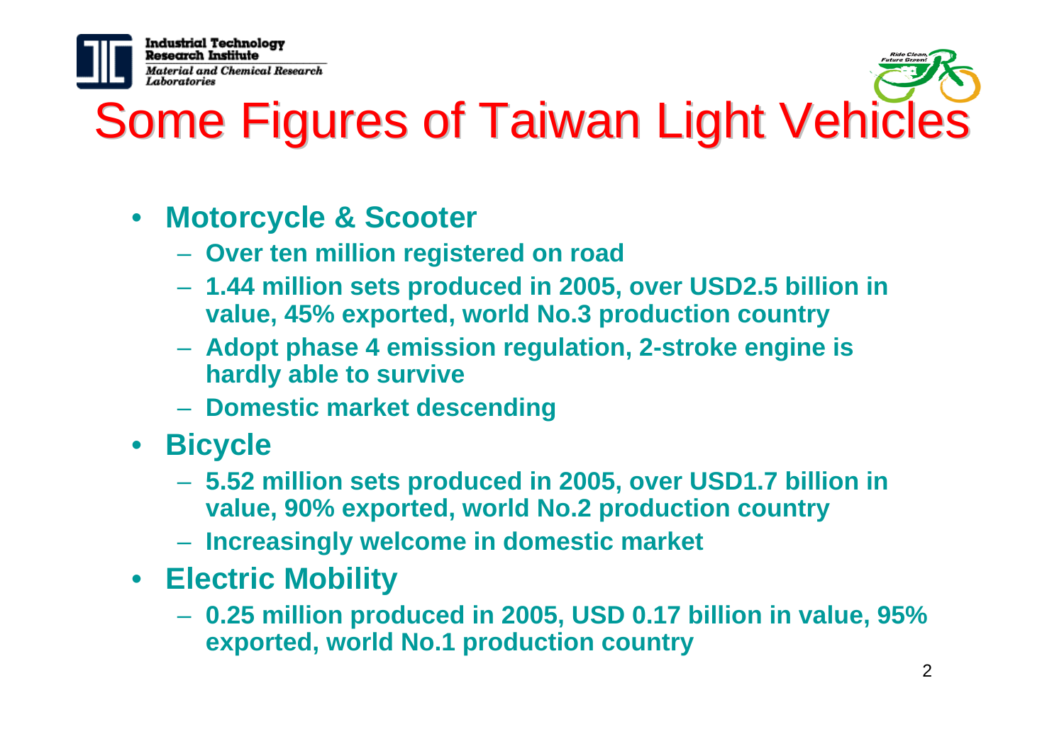# Some Figures of Taiwan Light Vehicles

- **Motorcycle & Scooter**
  - **Over ten million registered on road**
  - **1.44 million sets produced in 2005, over USD2.5 billion in value, 45% exported, world No.3 production country**
  - **Adopt phase 4 emission regulation, 2-stroke engine is hardly able to survive**
  - **Domestic market descending**
- **Bicycle**
  - **5.52 million sets produced in 2005, over USD1.7 billion in value, 90% exported, world No.2 production country**
  - **Increasingly welcome in domestic market**
- **Electric Mobility**
  - **0.25 million produced in 2005, USD 0.17 billion in value, 95% exported, world No.1 production country**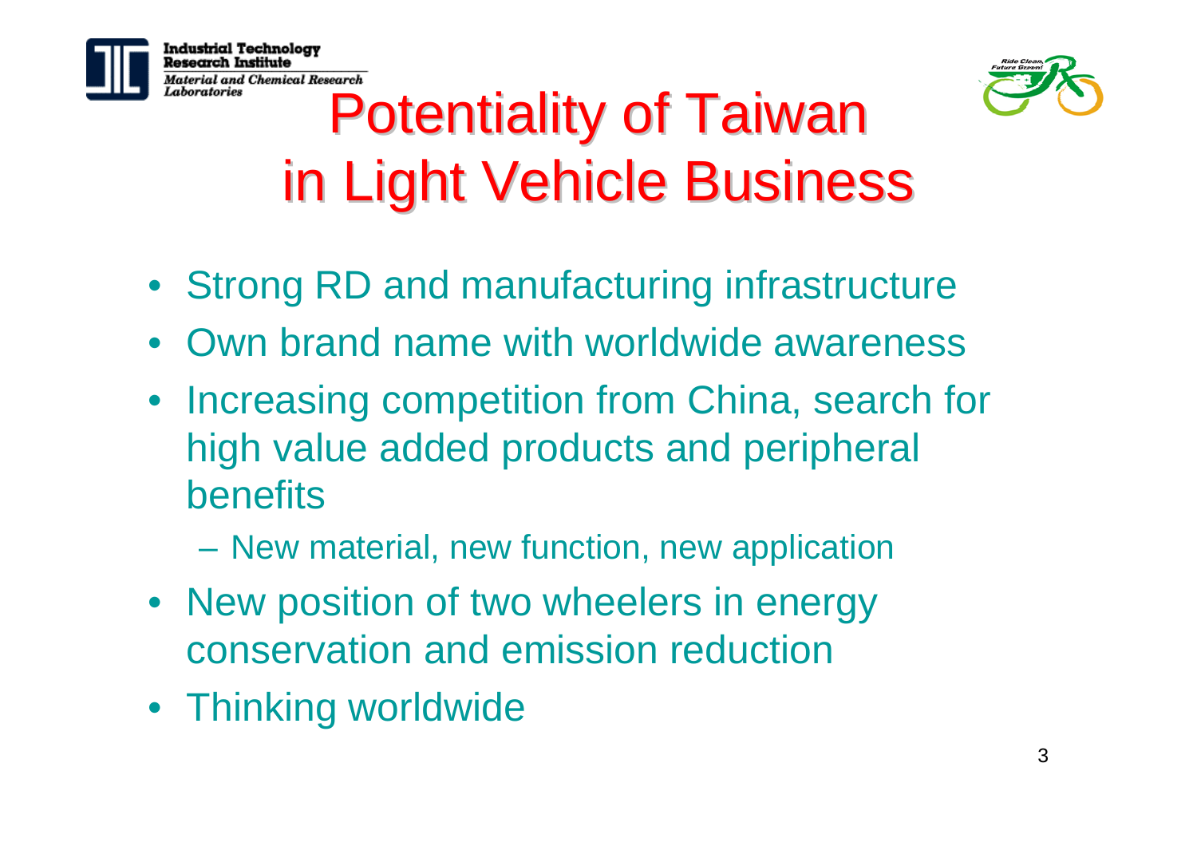# Potentiality of Taiwan in Light Vehicle Business

- Strong RD and manufacturing infrastructure
- Own brand name with worldwide awareness
- Increasing competition from China, search for high value added products and peripheral benefits
  - New material, new function, new application
- New position of two wheelers in energy conservation and emission reduction
- Thinking worldwide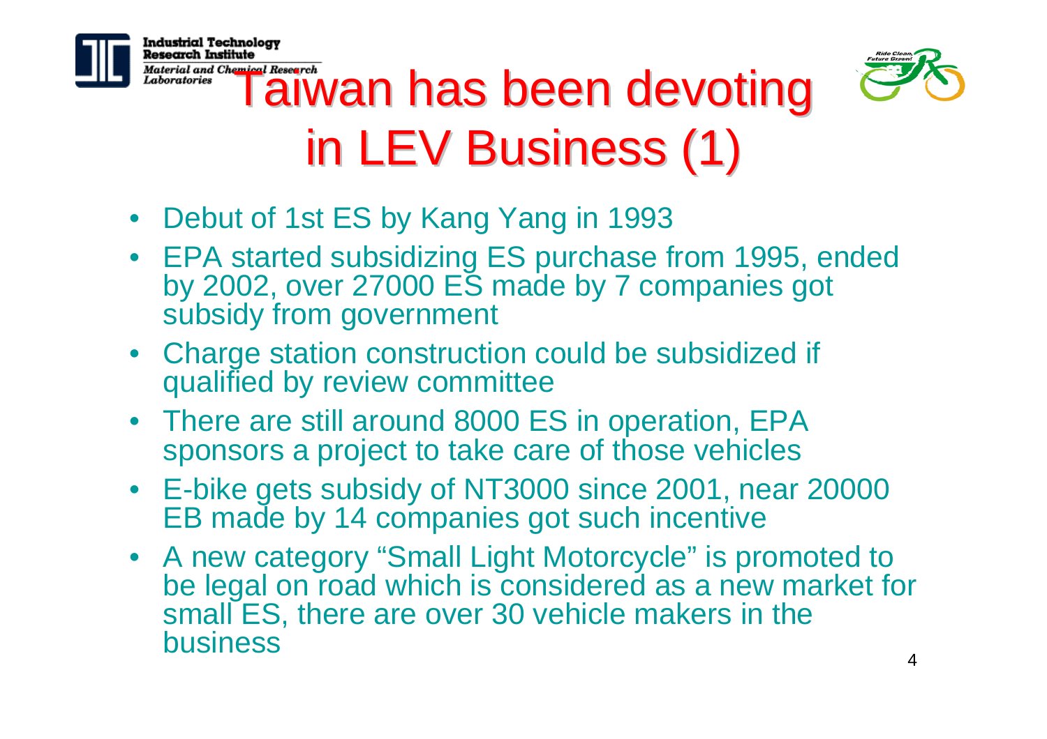# Taiwan has been devoting in LEV Business (1)

- Debut of 1st ES by Kang Yang in 1993
- EPA started subsidizing ES purchase from 1995, ended by 2002, over 27000 ES made by 7 companies got subsidy from government
- Charge station construction could be subsidized if qualified by review committee
- There are still around 8000 ES in operation, EPA sponsors a project to take care of those vehicles
- E-bike gets subsidy of NT3000 since 2001, near 20000 EB made by 14 companies got such incentive
- A new category "Small Light Motorcycle" is promoted to be legal on road which is considered as a new market for small ES, there are over 30 vehicle makers in the business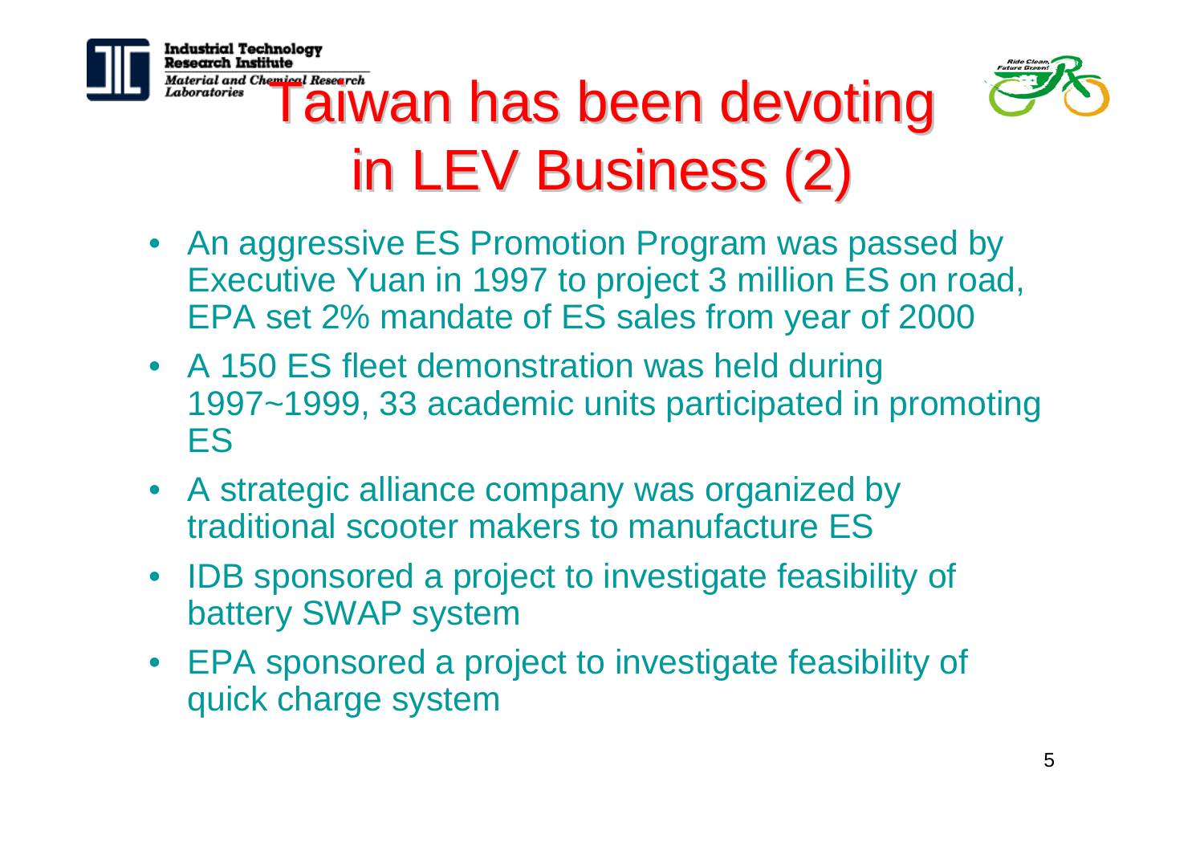# Taiwan has been devoting in LEV Business (2)

- An aggressive ES Promotion Program was passed by Executive Yuan in 1997 to project 3 million ES on road, EPA set 2% mandate of ES sales from year of 2000
- A 150 ES fleet demonstration was held during 1997~1999, 33 academic units participated in promoting ES
- A strategic alliance company was organized by traditional scooter makers to manufacture ES
- IDB sponsored a project to investigate feasibility of battery SWAP system
- EPA sponsored a project to investigate feasibility of quick charge system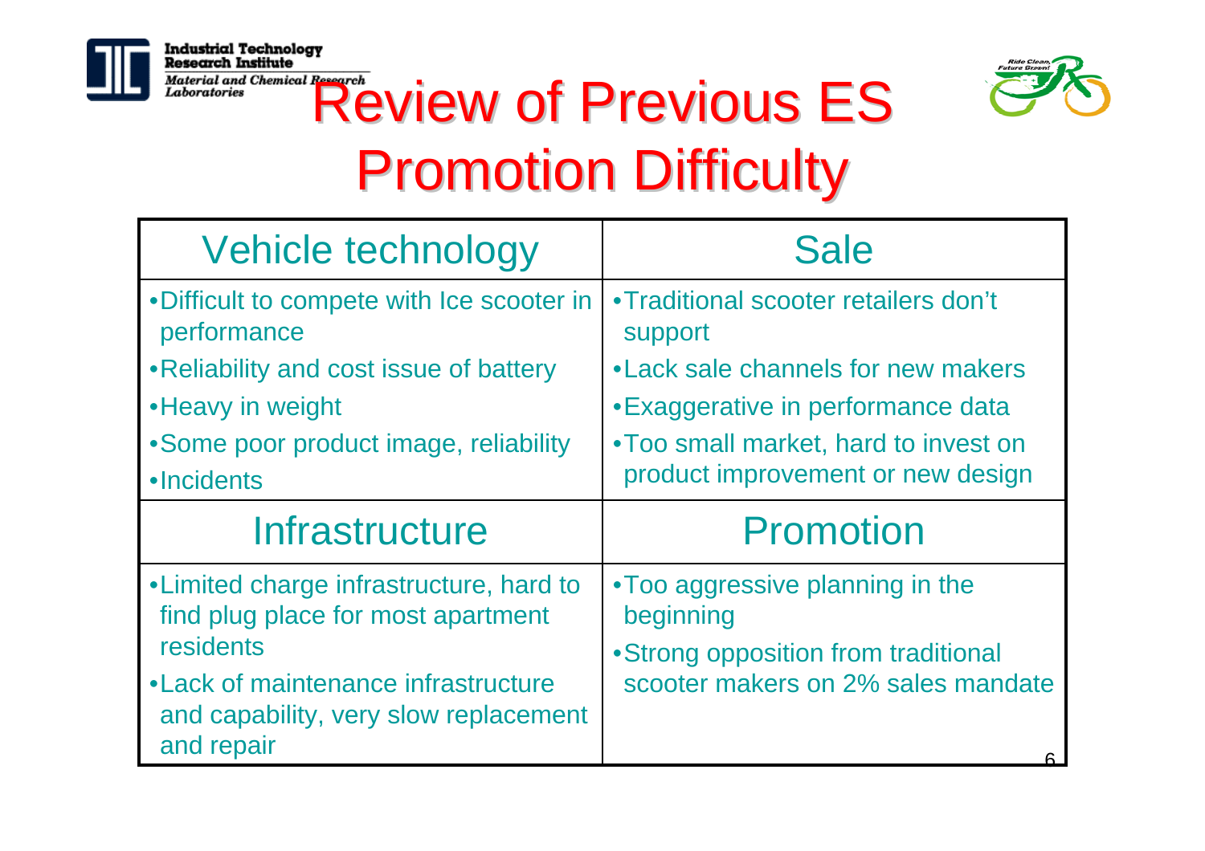# Review of Previous ES Promotion Difficulty

| Vehicle technology | Sale |
|---|---|
| • Difficult to compete with Ice scooter in performance<br>• Reliability and cost issue of battery<br>• Heavy in weight<br>• Some poor product image, reliability<br>• Incidents | • Traditional scooter retailers don't support<br>• Lack sale channels for new makers<br>• Exaggerative in performance data<br>• Too small market, hard to invest on product improvement or new design |
| **Infrastructure** | **Promotion** |
| • Limited charge infrastructure, hard to find plug place for most apartment residents<br>• Lack of maintenance infrastructure and capability, very slow replacement and repair | • Too aggressive planning in the beginning<br>• Strong opposition from traditional scooter makers on 2% sales mandate |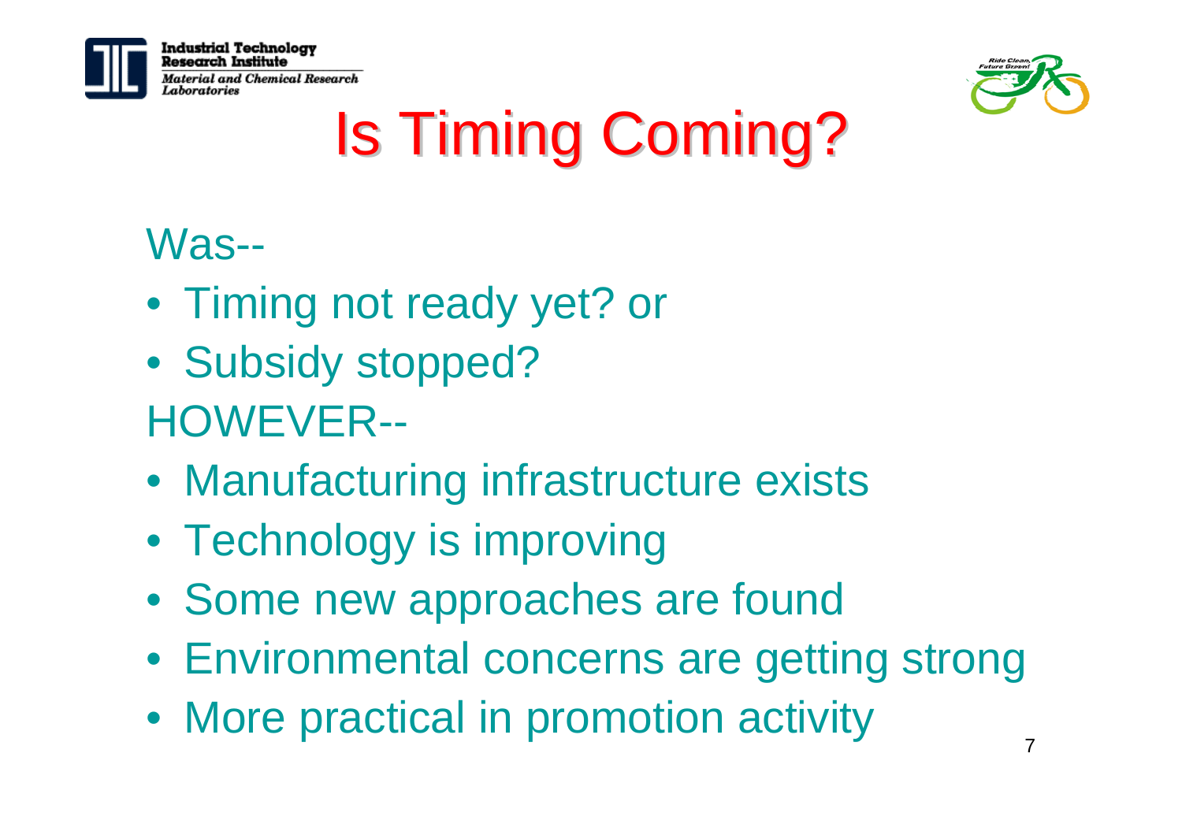# Is Timing Coming?

Was--

- Timing not ready yet? or
- Subsidy stopped?

HOWEVER--

- Manufacturing infrastructure exists
- Technology is improving
- Some new approaches are found
- Environmental concerns are getting strong
- More practical in promotion activity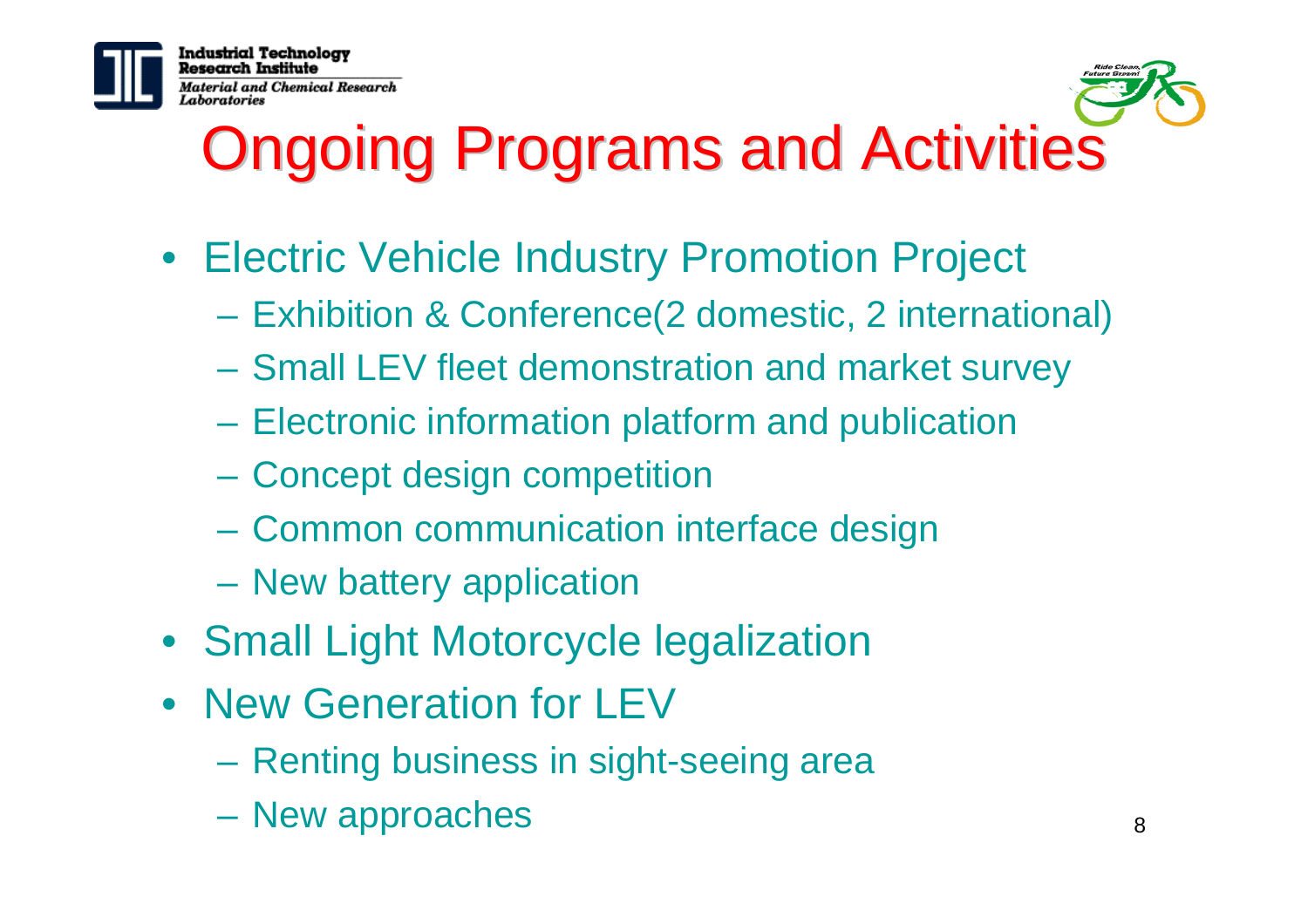# Ongoing Programs and Activities

- Electric Vehicle Industry Promotion Project
  - Exhibition & Conference(2 domestic, 2 international)
  - Small LEV fleet demonstration and market survey
  - Electronic information platform and publication
  - Concept design competition
  - Common communication interface design
  - New battery application
- Small Light Motorcycle legalization
- New Generation for LEV
  - Renting business in sight-seeing area
  - New approaches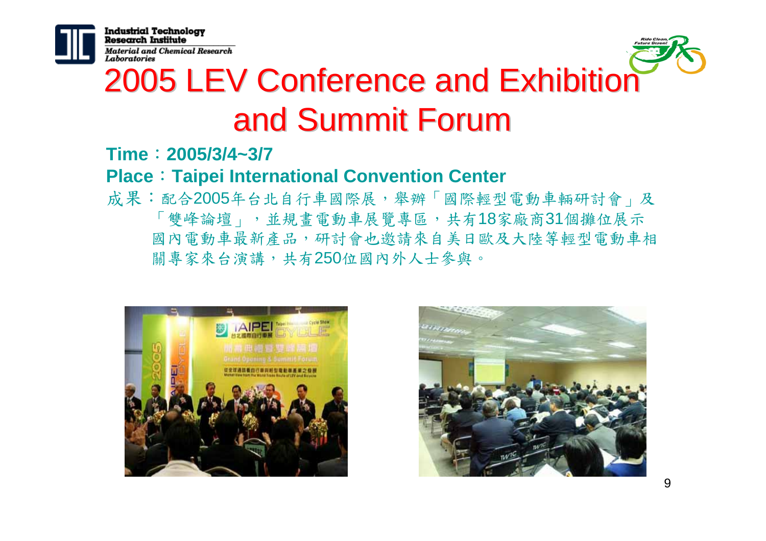# 2005 LEV Conference and Exhibition and Summit Forum

**Time：2005/3/4~3/7**

**Place：Taipei International Convention Center**

成果：配合2005年台北自行車國際展，舉辦「國際輕型電動車輛研討會」及「雙峰論壇」，並規畫電動車展覽專區，共有18家廠商31個攤位展示國內電動車最新產品，研討會也邀請來自美日歐及大陸等輕型電動車相關專家來台演講，共有250位國內外人士參與。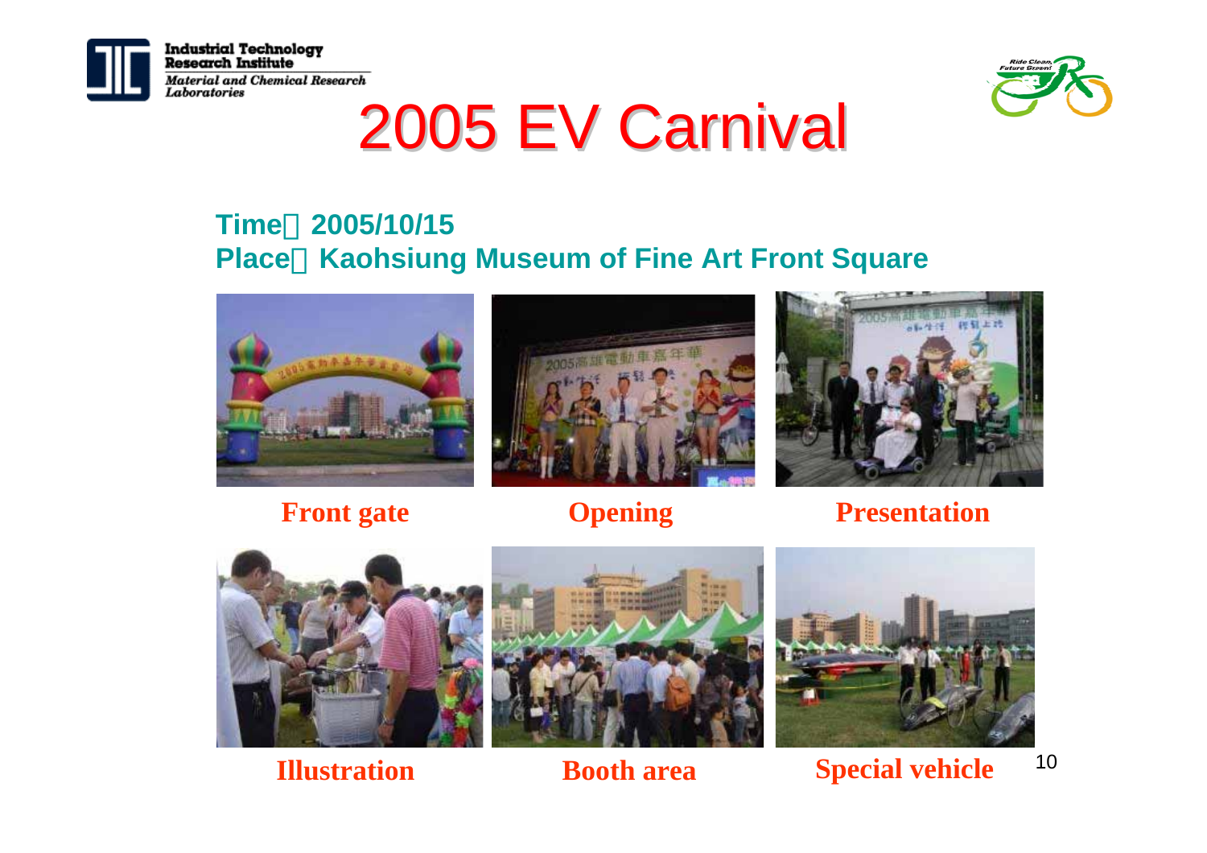# 2005 EV Carnival

**Time：2005/10/15**
**Place：Kaohsiung Museum of Fine Art Front Square**

Front gate

Opening

Presentation

Illustration

Booth area

Special vehicle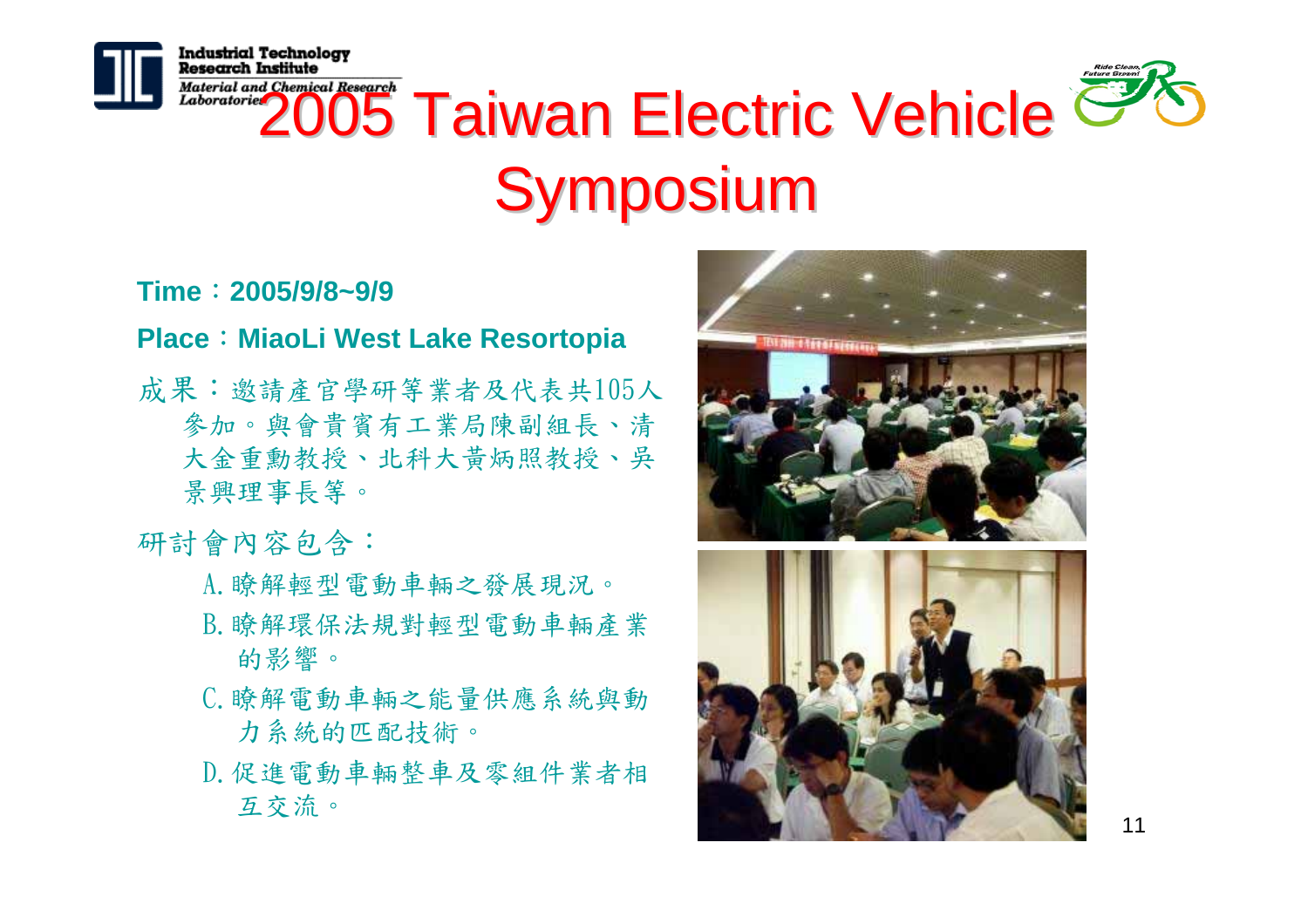# 2005 Taiwan Electric Vehicle Symposium

**Time：2005/9/8~9/9**

**Place：MiaoLi West Lake Resortopia**

成果：邀請產官學研等業者及代表共105人參加。與會貴賓有工業局陳副組長、清大金重勳教授、北科大黃炳照教授、吳景興理事長等。

研討會內容包含：

A. 瞭解輕型電動車輛之發展現況。

B. 瞭解環保法規對輕型電動車輛產業的影響。

C. 瞭解電動車輛之能量供應系統與動力系統的匹配技術。

D. 促進電動車輛整車及零組件業者相互交流。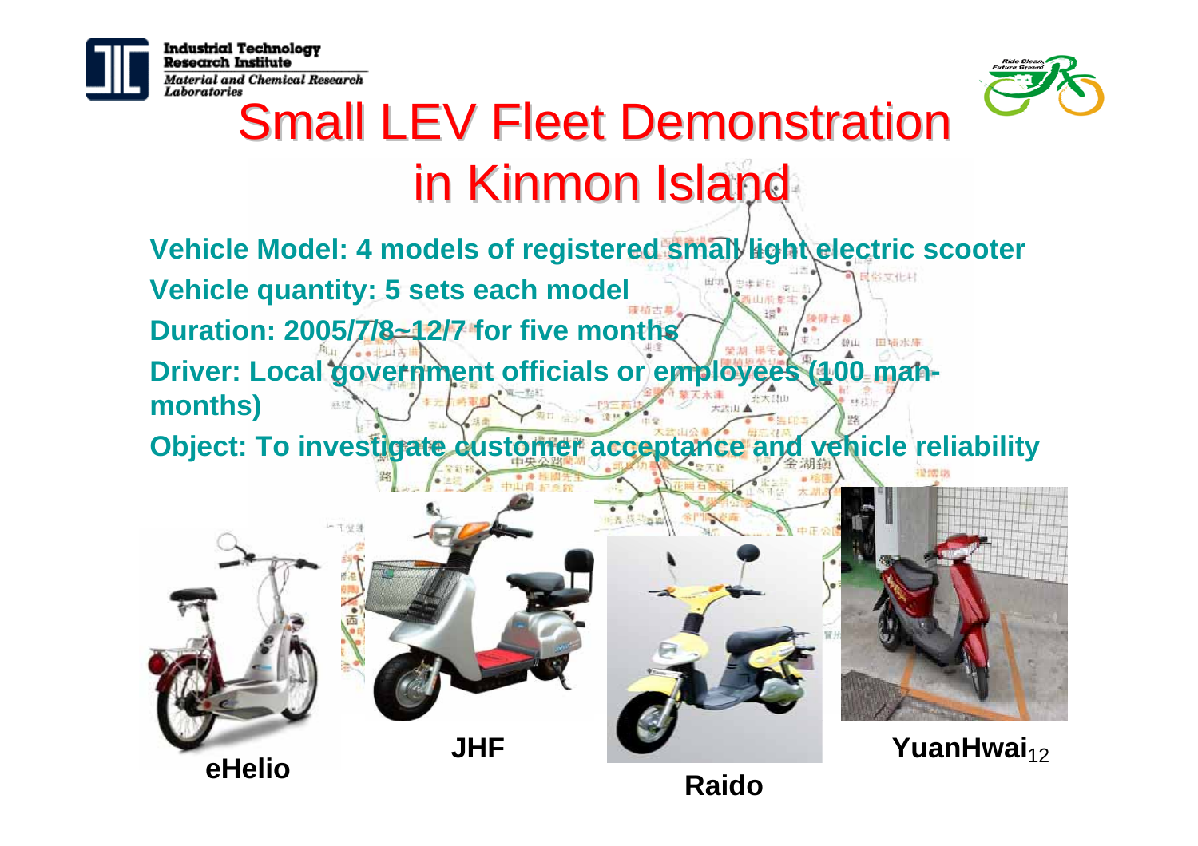# Small LEV Fleet Demonstration in Kinmon Island

**Vehicle Model: 4 models of registered small light electric scooter**

**Vehicle quantity: 5 sets each model**

**Duration: 2005/7/8~12/7 for five months**

**Driver: Local government officials or employees (100 man-months)**

**Object: To investigate customer acceptance and vehicle reliability**

**eHelio**

**JHF**

**Raido**

**YuanHwai**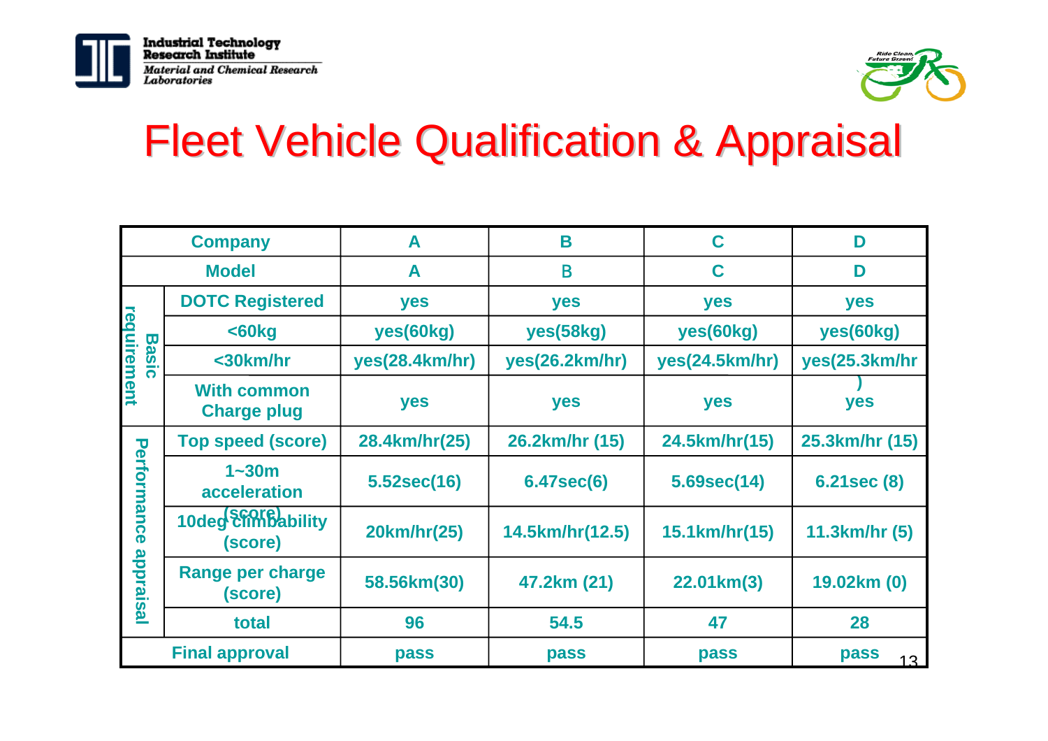# Fleet Vehicle Qualification & Appraisal

| Company | | A | B | C | D |
|---|---|---|---|---|---|
| Model | | A | B | C | D |
| Basic requirement | DOTC Registered | yes | yes | yes | yes |
| | <60kg | yes(60kg) | yes(58kg) | yes(60kg) | yes(60kg) |
| | <30km/hr | yes(28.4km/hr) | yes(26.2km/hr) | yes(24.5km/hr) | yes(25.3km/hr) |
| | With common Charge plug | yes | yes | yes | yes |
| Performance appraisal | Top speed (score) | 28.4km/hr(25) | 26.2km/hr (15) | 24.5km/hr(15) | 25.3km/hr (15) |
| | 1~30m acceleration (score) | 5.52sec(16) | 6.47sec(6) | 5.69sec(14) | 6.21sec (8) |
| | 10deg climbability (score) | 20km/hr(25) | 14.5km/hr(12.5) | 15.1km/hr(15) | 11.3km/hr (5) |
| | Range per charge (score) | 58.56km(30) | 47.2km (21) | 22.01km(3) | 19.02km (0) |
| | total | 96 | 54.5 | 47 | 28 |
| Final approval | | pass | pass | pass | pass |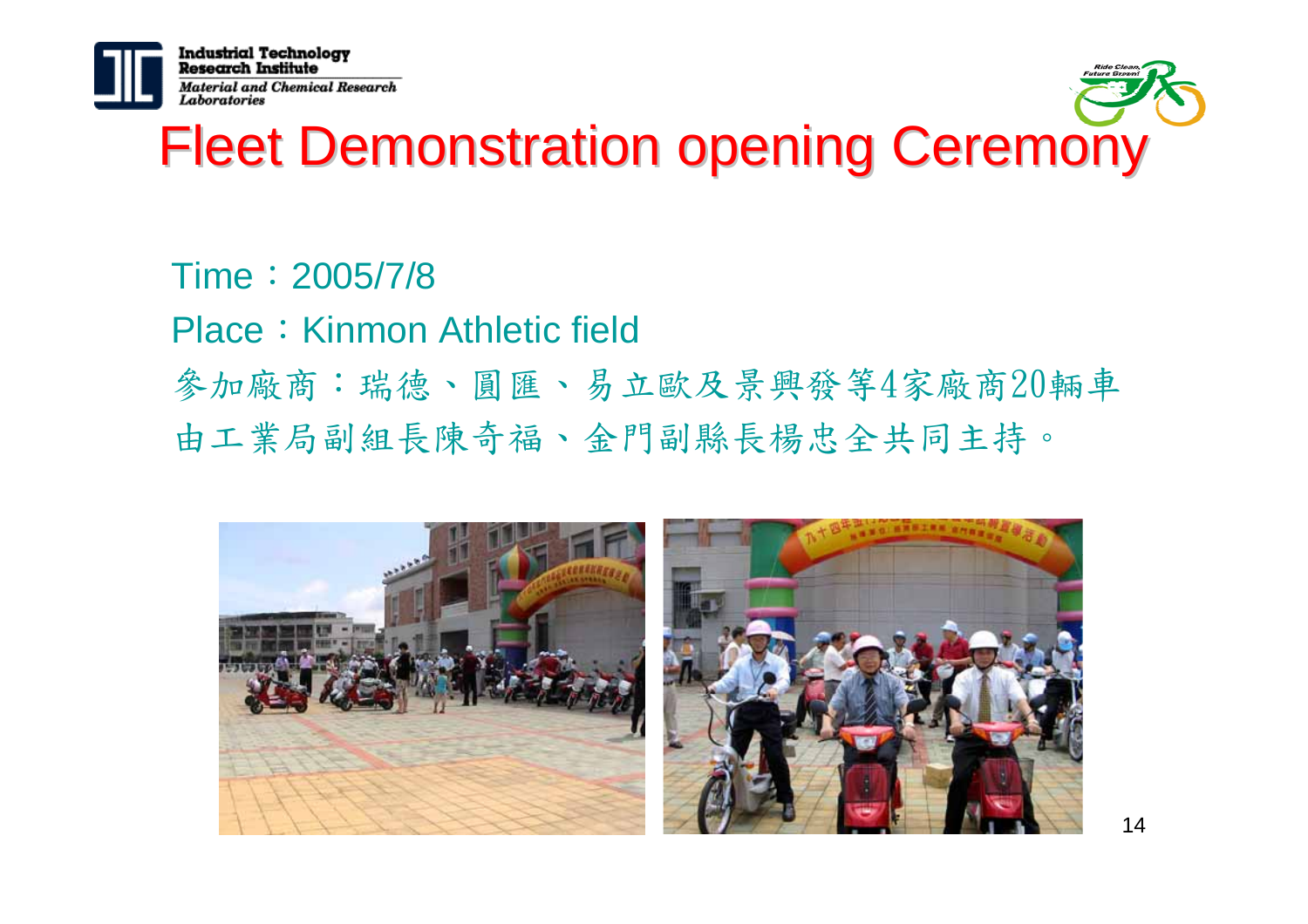# Fleet Demonstration opening Ceremony

Time：2005/7/8

Place：Kinmon Athletic field

參加廠商：瑞德、圓匯、易立歐及景興發等4家廠商20輛車

由工業局副組長陳奇福、金門副縣長楊忠全共同主持。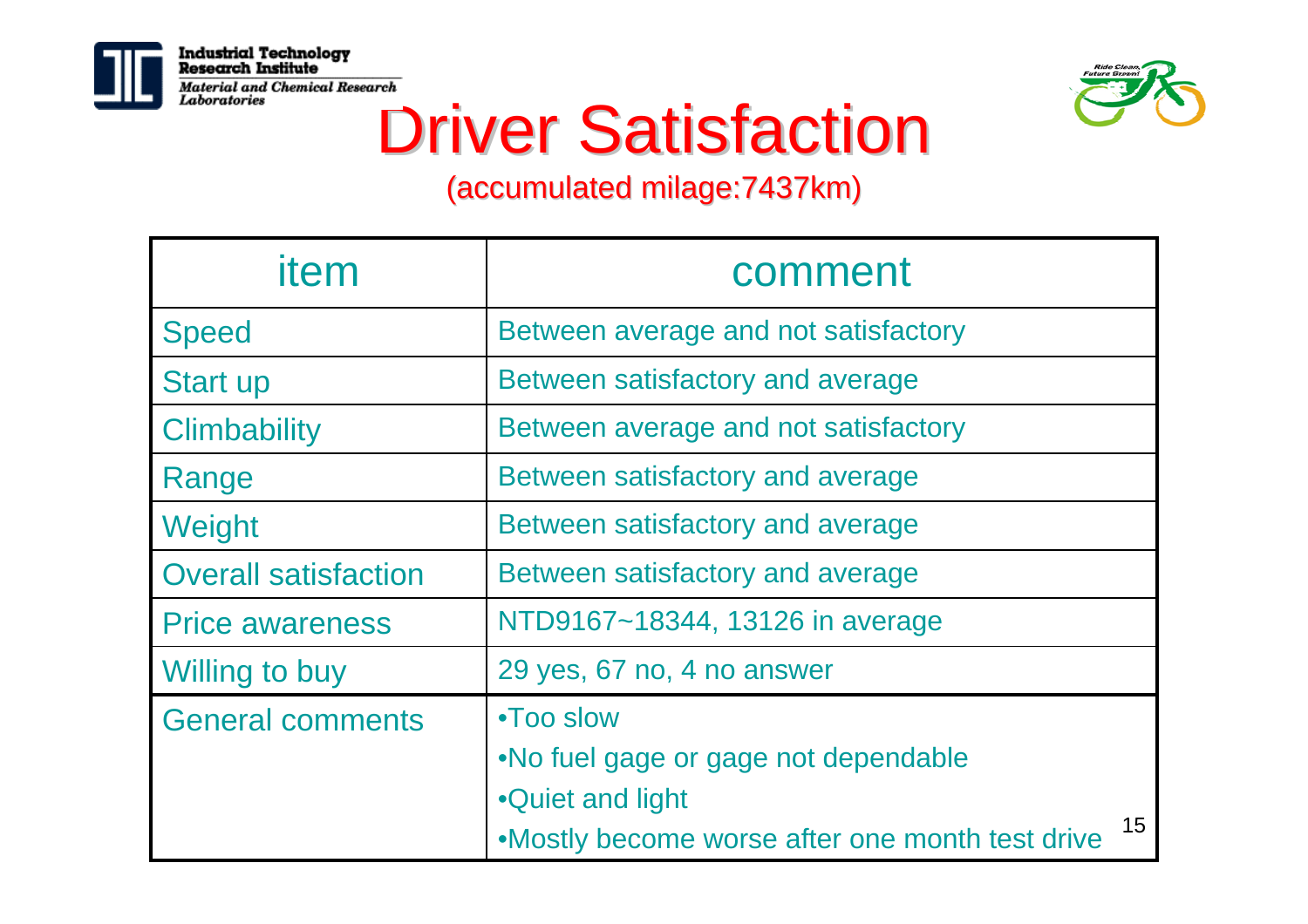# Driver Satisfaction

(accumulated milage:7437km)

| item | comment |
|---|---|
| Speed | Between average and not satisfactory |
| Start up | Between satisfactory and average |
| Climbability | Between average and not satisfactory |
| Range | Between satisfactory and average |
| Weight | Between satisfactory and average |
| Overall satisfaction | Between satisfactory and average |
| Price awareness | NTD9167~18344, 13126 in average |
| Willing to buy | 29 yes, 67 no, 4 no answer |
| General comments | •Too slow<br>•No fuel gage or gage not dependable<br>•Quiet and light<br>•Mostly become worse after one month test drive |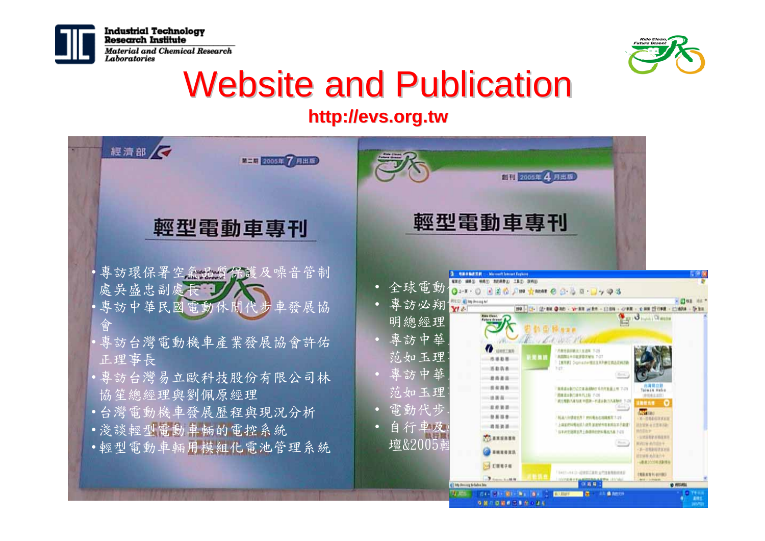# Website and Publication

**http://evs.org.tw**

經濟部

第二期 2005年 7 月出版

輕型電動車專刊

- 專訪環保署空氣品質保護及噪音管制處吳盛忠副處長
- 專訪中華民國電動休閒代步車發展協會
- 專訪台灣電動機車產業發展協會許佑正理事長
- 專訪台灣易立歐科技股份有限公司林協笙總經理與劉佩原經理
- 台灣電動機車發展歷程與現況分析
- 淺談輕型電動車輛的電控系統
- 輕型電動車輛用模組化電池管理系統

創刊 2005年 4 月出版

輕型電動車專刊

- 全球電動
- 專訪必翔明總經理
- 專訪中華范如玉理
- 專訪中華范如玉理
- 電動代步
- 自行車及壇&2005輕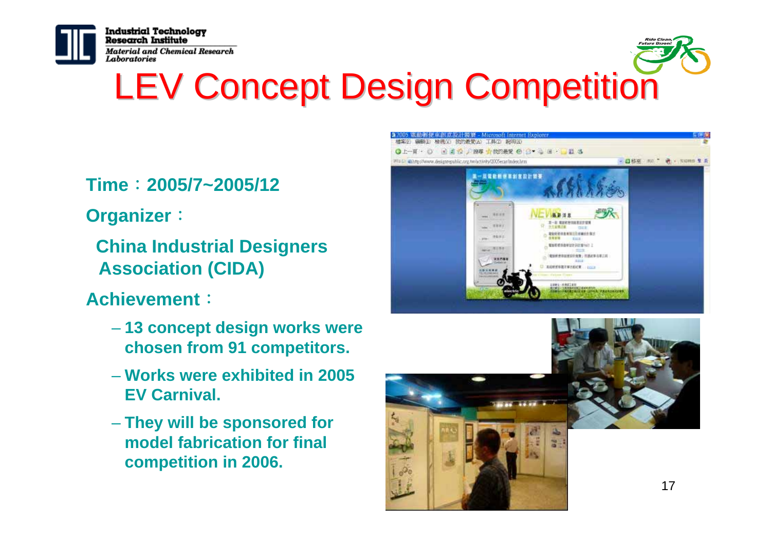# LEV Concept Design Competition

**Time：2005/7~2005/12**

**Organizer：**

**China Industrial Designers Association (CIDA)**

**Achievement：**

- **13 concept design works were chosen from 91 competitors.**
- **Works were exhibited in 2005 EV Carnival.**
- **They will be sponsored for model fabrication for final competition in 2006.**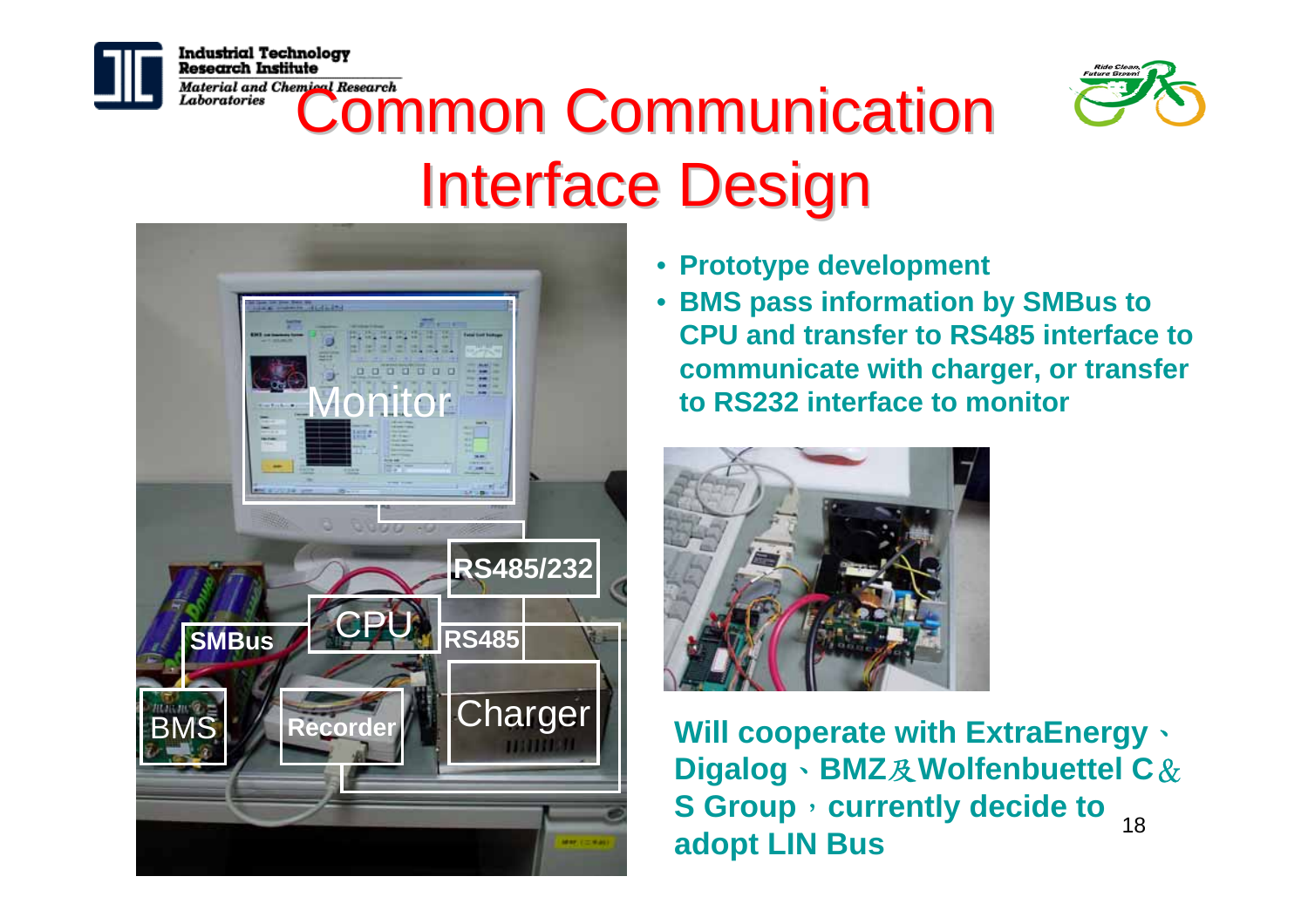# Common Communication Interface Design

- **Prototype development**
- **BMS pass information by SMBus to CPU and transfer to RS485 interface to communicate with charger, or transfer to RS232 interface to monitor**

**Will cooperate with ExtraEnergy、Digalog、BMZ及Wolfenbuettel C＆S Group，currently decide to adopt LIN Bus**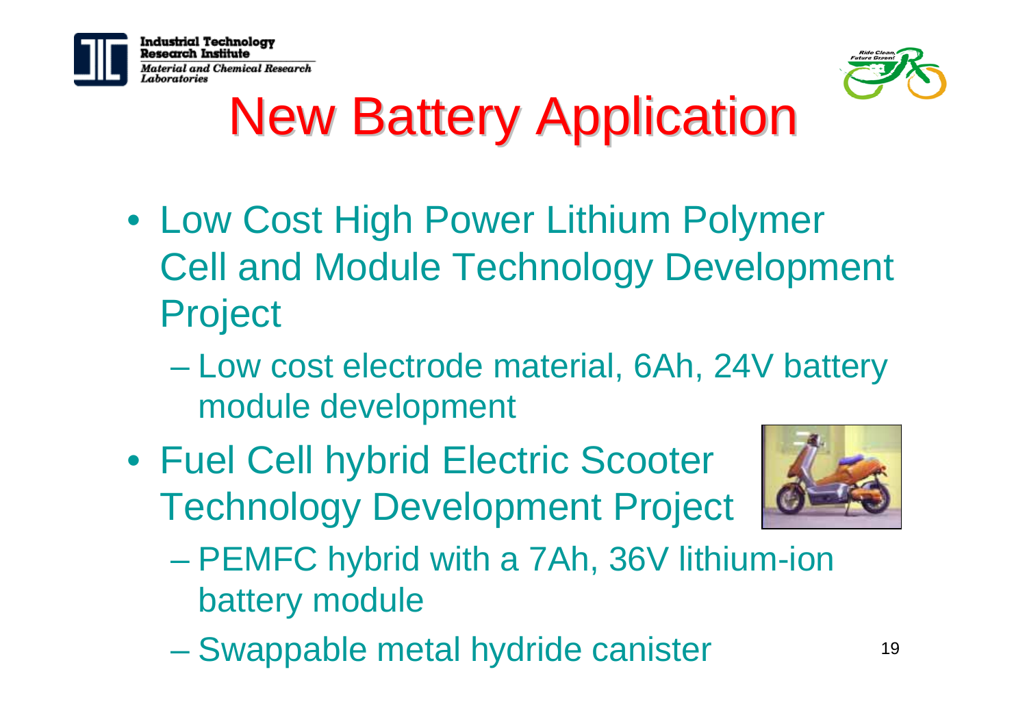# New Battery Application

- Low Cost High Power Lithium Polymer Cell and Module Technology Development Project
  - Low cost electrode material, 6Ah, 24V battery module development
- Fuel Cell hybrid Electric Scooter Technology Development Project
  - PEMFC hybrid with a 7Ah, 36V lithium-ion battery module
  - Swappable metal hydride canister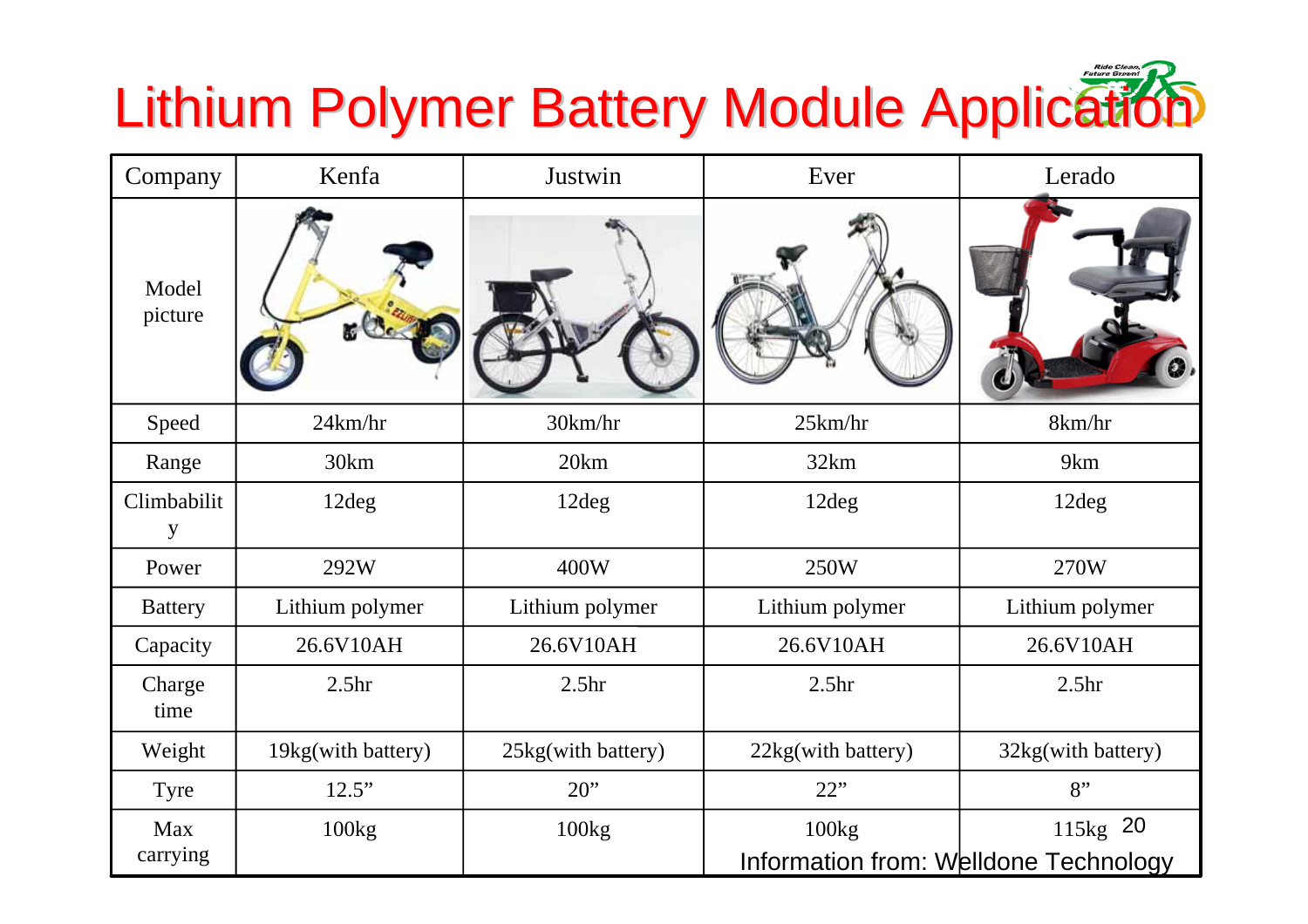# Lithium Polymer Battery Module Application

| Company | Kenfa | Justwin | Ever | Lerado |
|---|---|---|---|---|
| Model picture | | | | |
| Speed | 24km/hr | 30km/hr | 25km/hr | 8km/hr |
| Range | 30km | 20km | 32km | 9km |
| Climbability | 12deg | 12deg | 12deg | 12deg |
| Power | 292W | 400W | 250W | 270W |
| Battery | Lithium polymer | Lithium polymer | Lithium polymer | Lithium polymer |
| Capacity | 26.6V10AH | 26.6V10AH | 26.6V10AH | 26.6V10AH |
| Charge time | 2.5hr | 2.5hr | 2.5hr | 2.5hr |
| Weight | 19kg(with battery) | 25kg(with battery) | 22kg(with battery) | 32kg(with battery) |
| Tyre | 12.5" | 20" | 22" | 8" |
| Max carrying | 100kg | 100kg | 100kg | 115kg |

Information from: Welldone Technology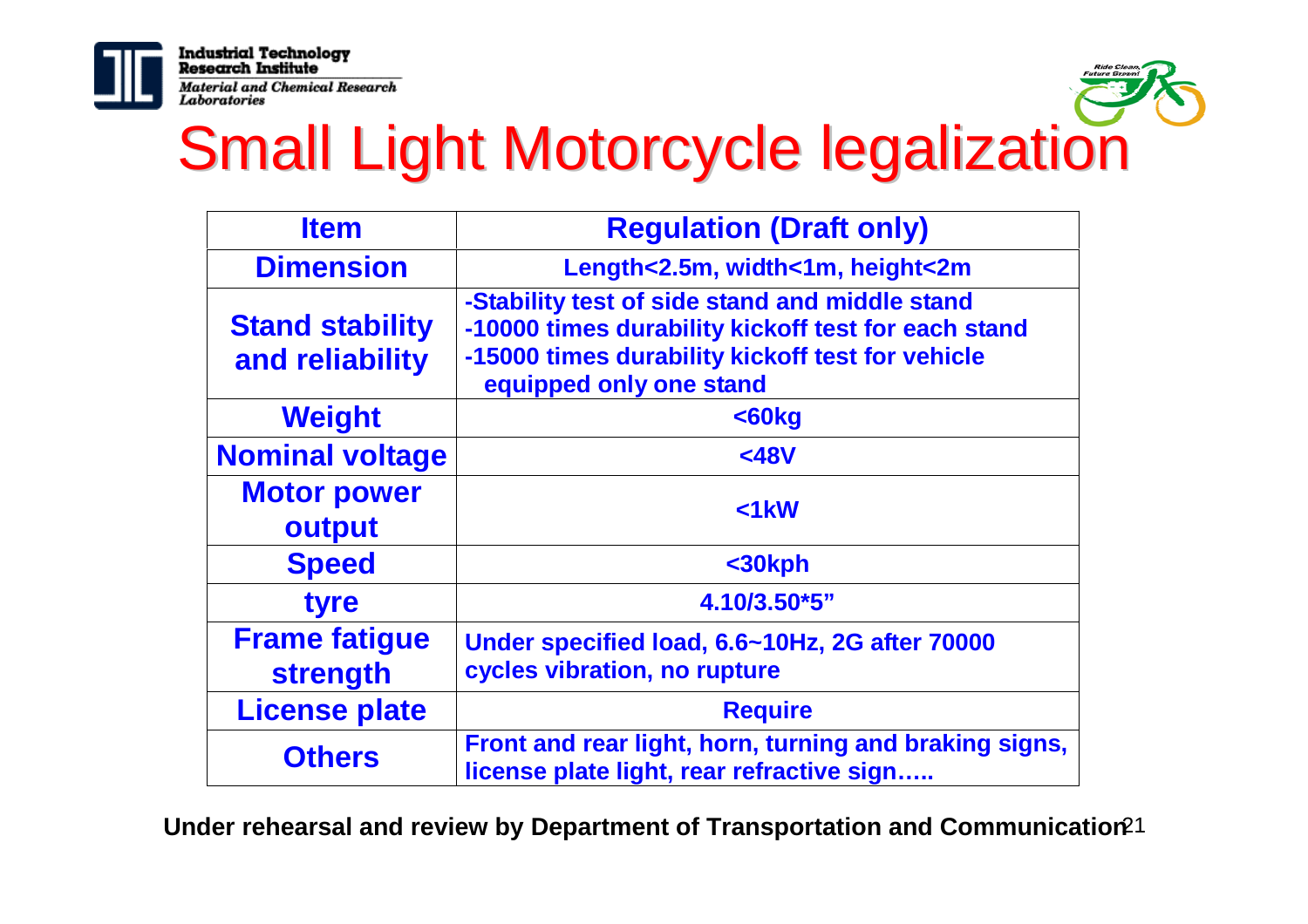# Small Light Motorcycle legalization

| Item | Regulation (Draft only) |
| --- | --- |
| Dimension | Length<2.5m, width<1m, height<2m |
| Stand stability and reliability | -Stability test of side stand and middle stand<br>-10000 times durability kickoff test for each stand<br>-15000 times durability kickoff test for vehicle equipped only one stand |
| Weight | <60kg |
| Nominal voltage | <48V |
| Motor power output | <1kW |
| Speed | <30kph |
| tyre | 4.10/3.50*5” |
| Frame fatigue strength | Under specified load, 6.6~10Hz, 2G after 70000 cycles vibration, no rupture |
| License plate | Require |
| Others | Front and rear light, horn, turning and braking signs, license plate light, rear refractive sign….. |

**Under rehearsal and review by Department of Transportation and Communication**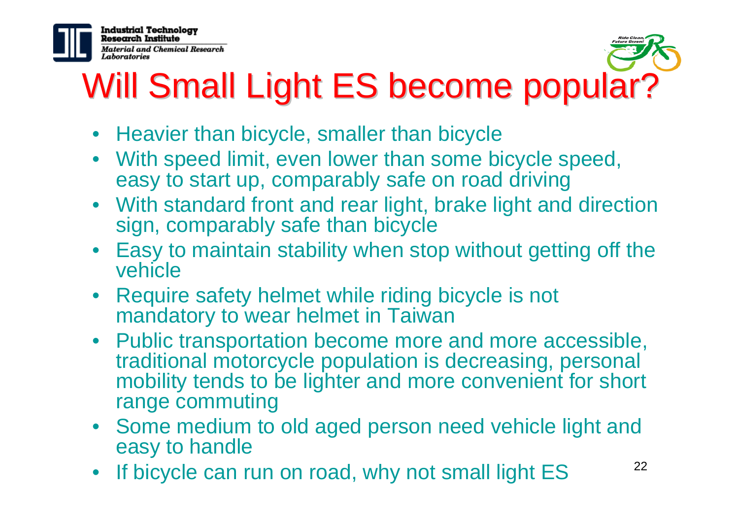# Will Small Light ES become popular?

- Heavier than bicycle, smaller than bicycle
- With speed limit, even lower than some bicycle speed, easy to start up, comparably safe on road driving
- With standard front and rear light, brake light and direction sign, comparably safe than bicycle
- Easy to maintain stability when stop without getting off the vehicle
- Require safety helmet while riding bicycle is not mandatory to wear helmet in Taiwan
- Public transportation become more and more accessible, traditional motorcycle population is decreasing, personal mobility tends to be lighter and more convenient for short range commuting
- Some medium to old aged person need vehicle light and easy to handle
- If bicycle can run on road, why not small light ES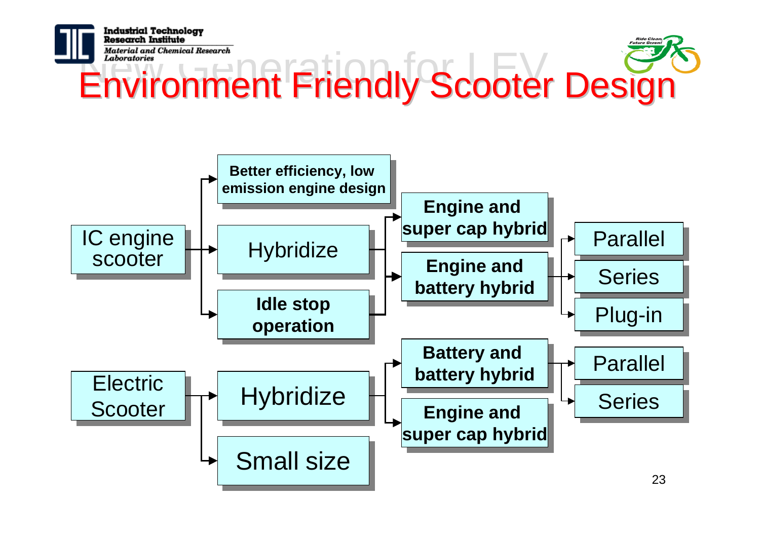# Environment Friendly Scooter Design

IC engine scooter

Better efficiency, low emission engine design

Hybridize

Idle stop operation

Engine and super cap hybrid

Engine and battery hybrid

Parallel

Series

Plug-in

Electric Scooter

Hybridize

Small size

Battery and battery hybrid

Engine and super cap hybrid

Parallel

Series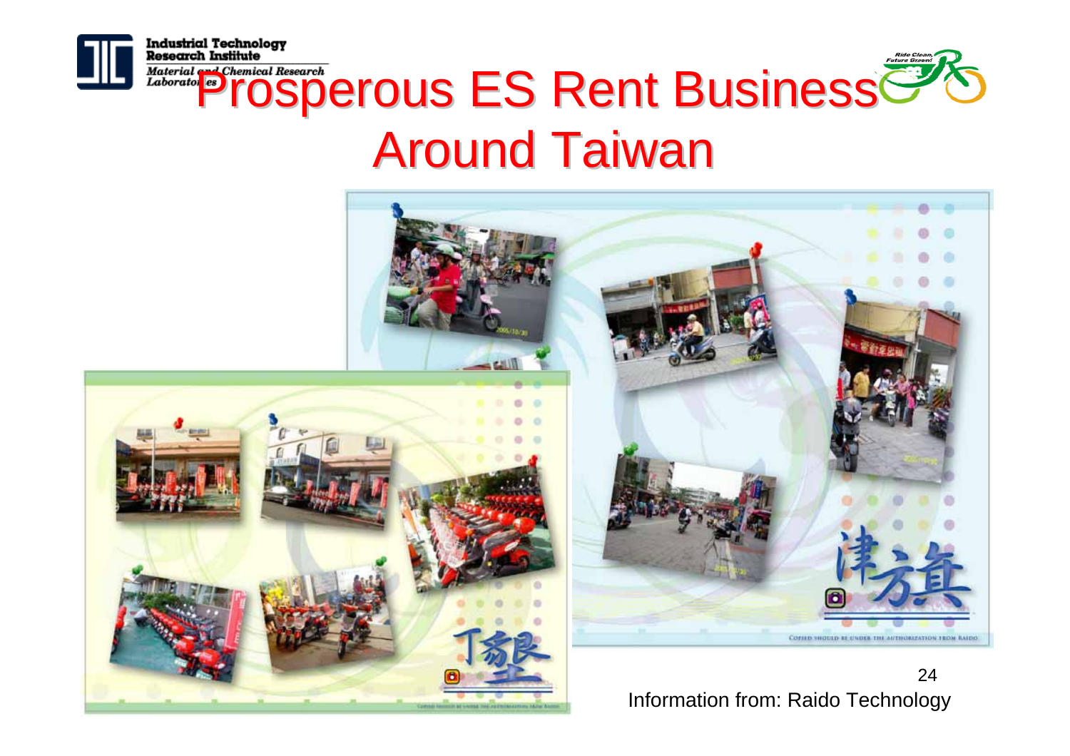# Prosperous ES Rent Business Around Taiwan

Information from: Raido Technology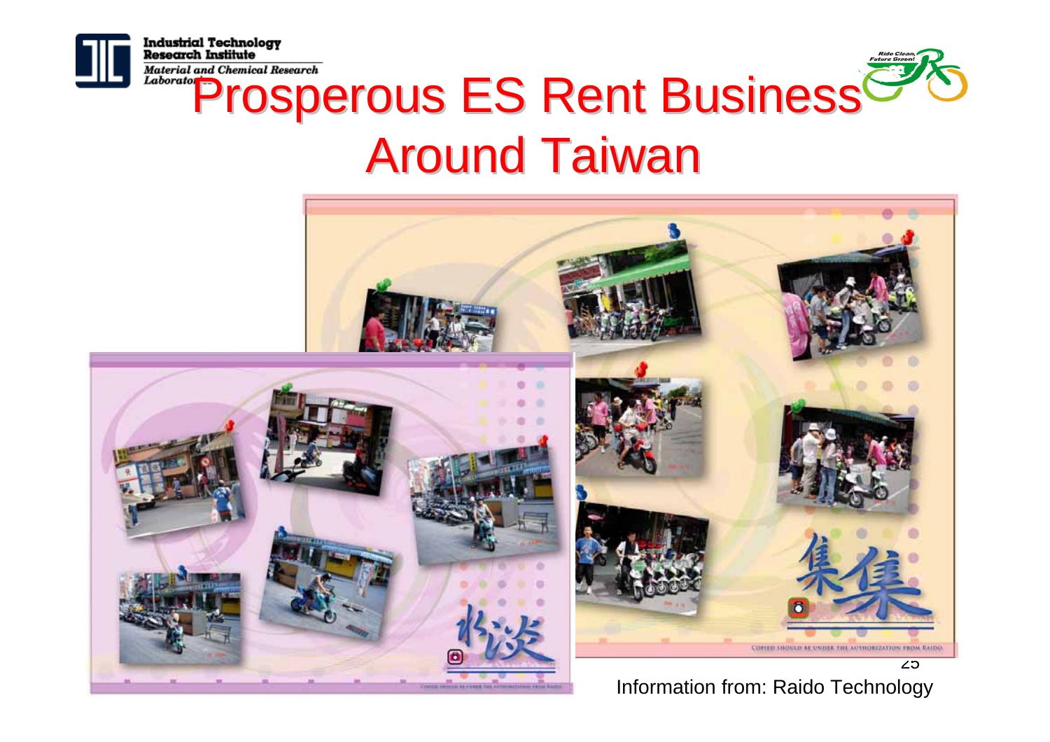# Prosperous ES Rent Business Around Taiwan

Information from: Raido Technology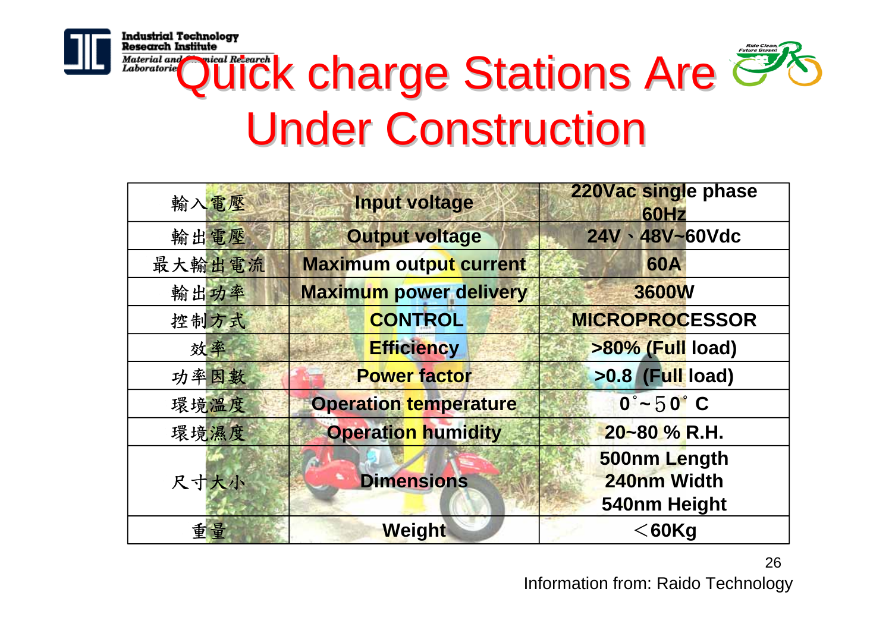# Quick charge Stations Are Under Construction

| | | |
|---|---|---|
| 輸入電壓 | Input voltage | 220Vac single phase 60Hz |
| 輸出電壓 | Output voltage | 24V、48V~60Vdc |
| 最大輸出電流 | Maximum output current | 60A |
| 輸出功率 | Maximum power delivery | 3600W |
| 控制方式 | CONTROL | MICROPROCESSOR |
| 效率 | Efficiency | >80% (Full load) |
| 功率因數 | Power factor | >0.8 (Full load) |
| 環境溫度 | Operation temperature | 0°~５0° C |
| 環境濕度 | Operation humidity | 20~80 % R.H. |
| 尺寸大小 | Dimensions | 500nm Length<br>240nm Width<br>540nm Height |
| 重量 | Weight | ＜60Kg |

Information from: Raido Technology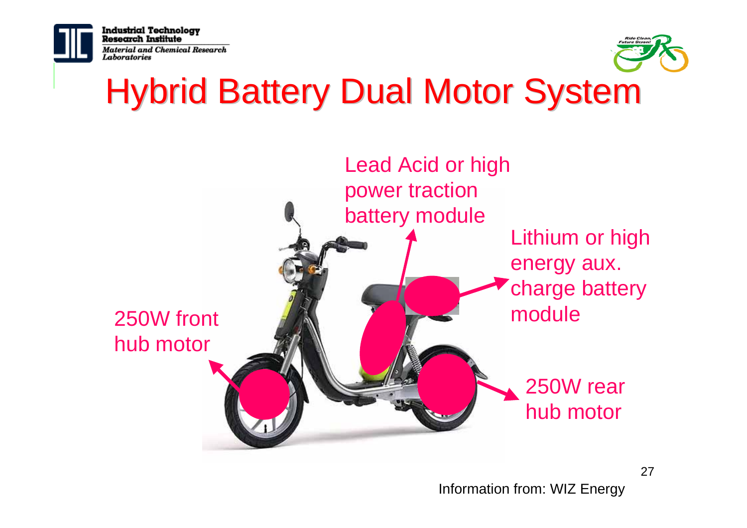# Hybrid Battery Dual Motor System

Lead Acid or high power traction battery module

Lithium or high energy aux. charge battery module

250W front hub motor

250W rear hub motor

Information from: WIZ Energy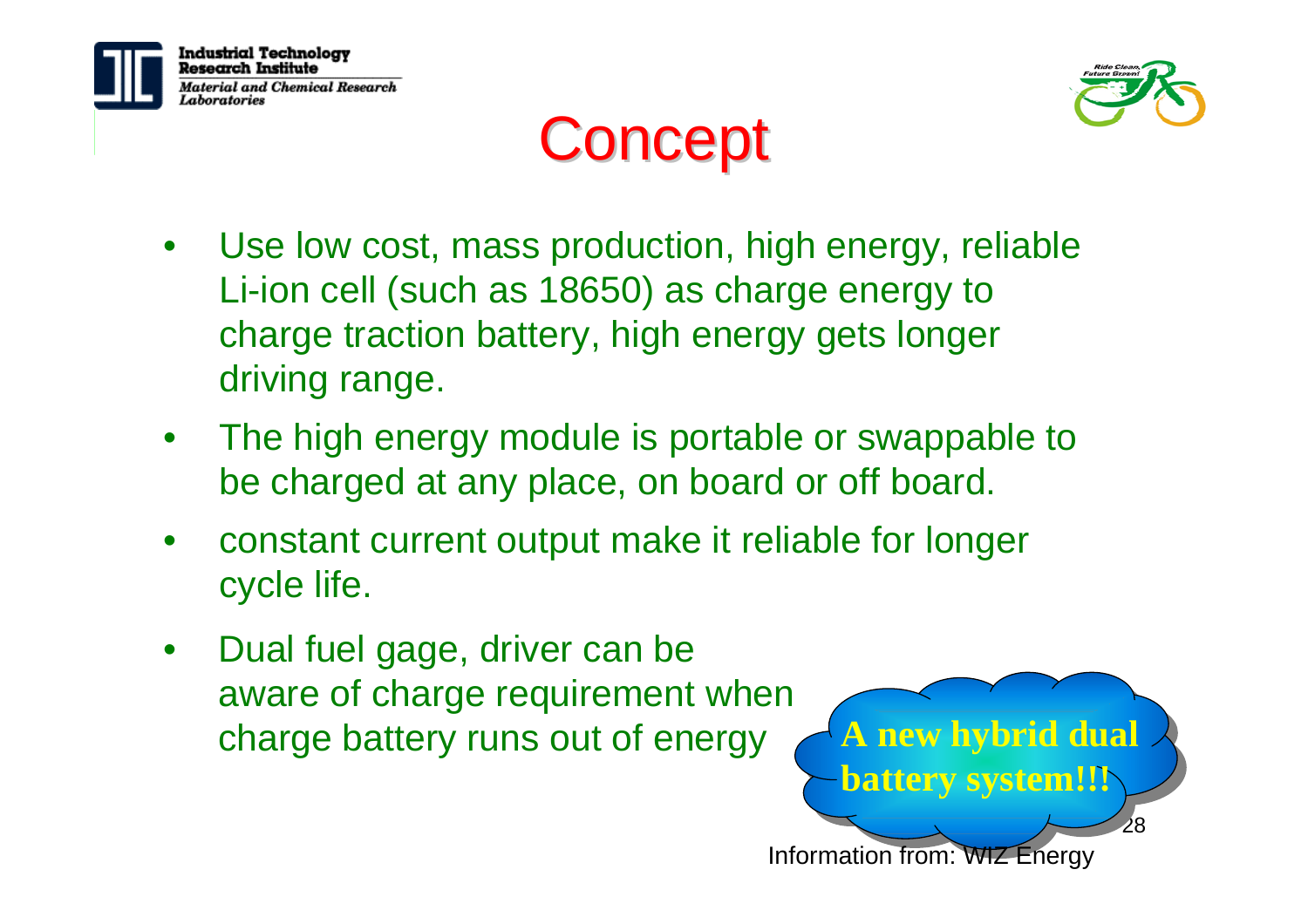# Concept

- Use low cost, mass production, high energy, reliable Li-ion cell (such as 18650) as charge energy to charge traction battery, high energy gets longer driving range.
- The high energy module is portable or swappable to be charged at any place, on board or off board.
- constant current output make it reliable for longer cycle life.
- Dual fuel gage, driver can be aware of charge requirement when charge battery runs out of energy

**A new hybrid dual battery system!!!**

Information from: WIZ Energy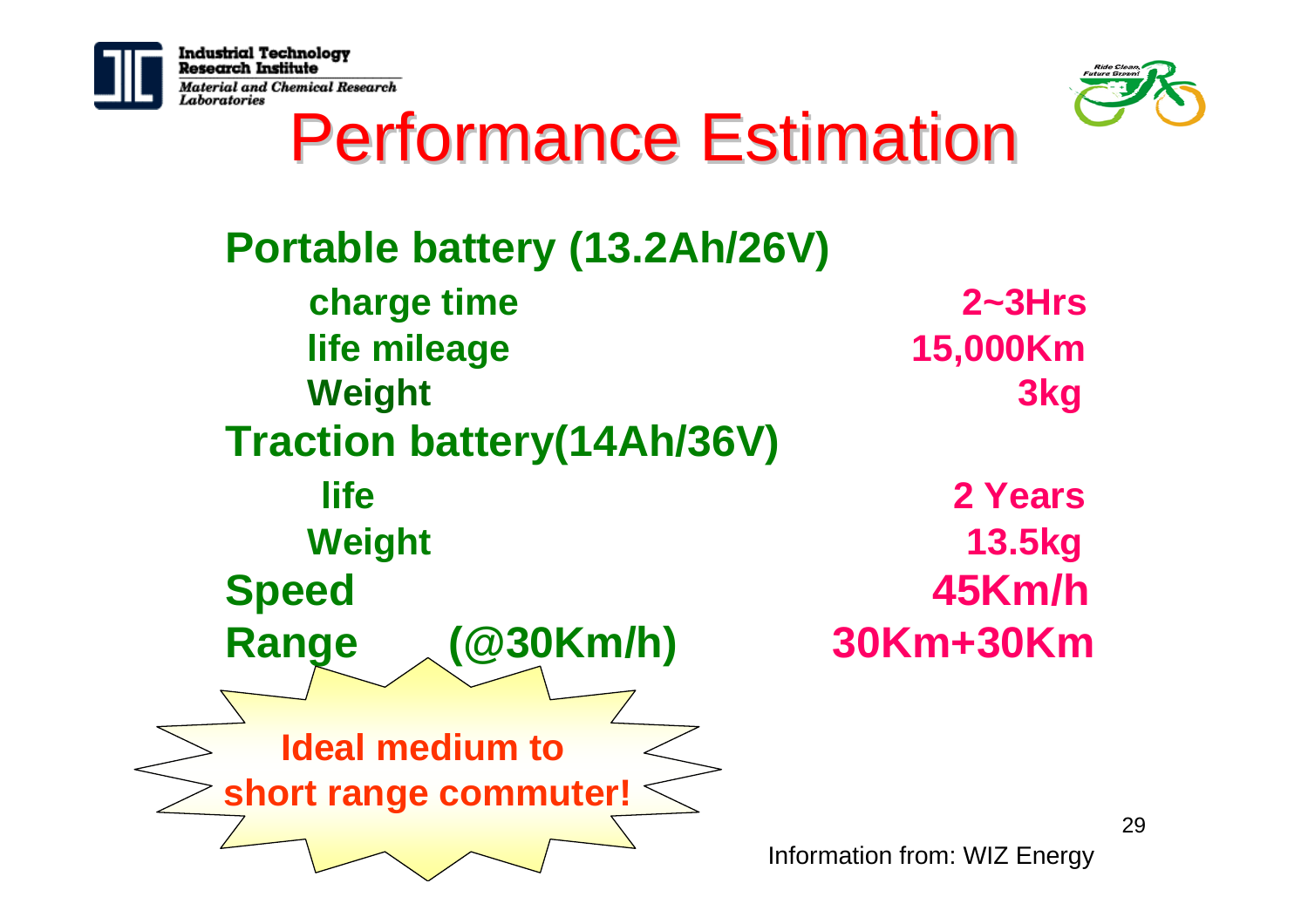# Performance Estimation

**Portable battery (13.2Ah/26V)**

| | |
|---|---|
| charge time | 2~3Hrs |
| life mileage | 15,000Km |
| Weight | 3kg |

**Traction battery(14Ah/36V)**

| | |
|---|---|
| life | 2 Years |
| Weight | 13.5kg |

| | |
|---|---|
| **Speed** | **45Km/h** |
| **Range (@30Km/h)** | **30Km+30Km** |

**Ideal medium to short range commuter!**

Information from: WIZ Energy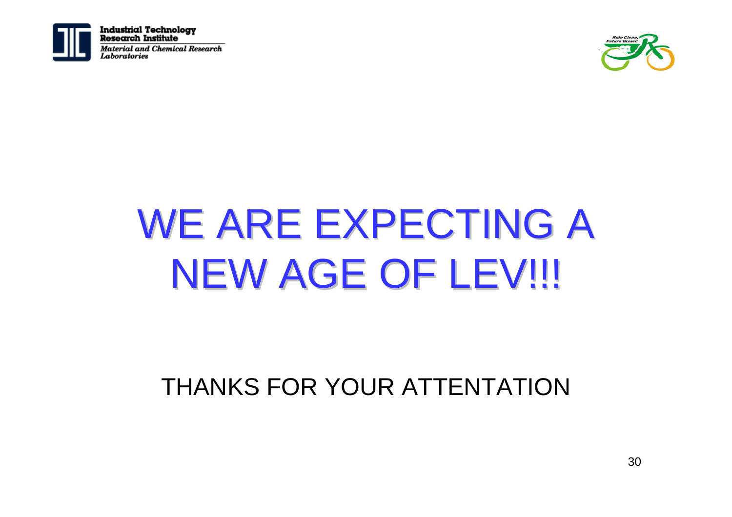# WE ARE EXPECTING A NEW AGE OF LEV!!!

THANKS FOR YOUR ATTENTATION